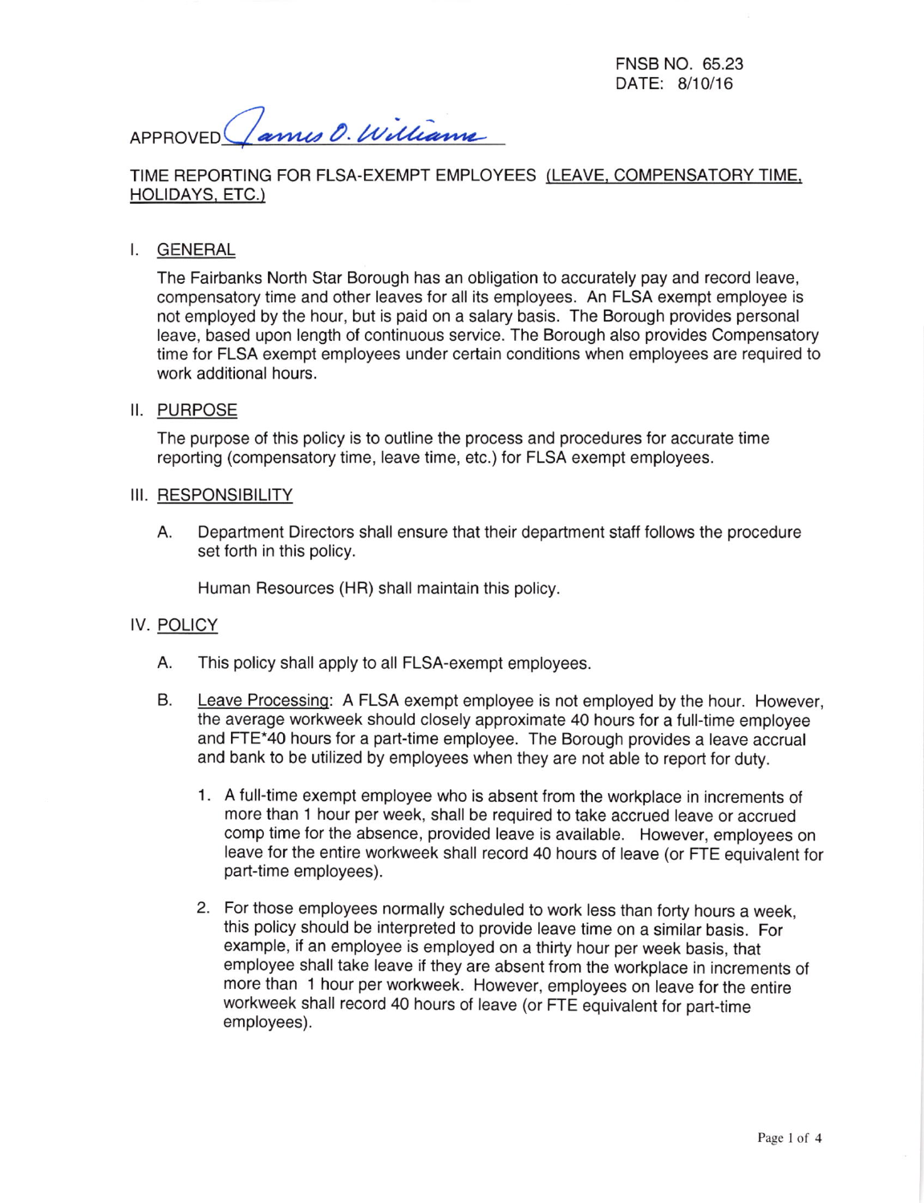FNSB NO. 65.23
DATE: 8/10/16

APPROVED James O. Williams

TIME REPORTING FOR FLSA-EXEMPT EMPLOYEES (LEAVE, COMPENSATORY TIME, HOLIDAYS, ETC.)

## I. GENERAL

The Fairbanks North Star Borough has an obligation to accurately pay and record leave, compensatory time and other leaves for all its employees. An FLSA exempt employee is not employed by the hour, but is paid on a salary basis. The Borough provides personal leave, based upon length of continuous service. The Borough also provides Compensatory time for FLSA exempt employees under certain conditions when employees are required to work additional hours.

## II. PURPOSE

The purpose of this policy is to outline the process and procedures for accurate time reporting (compensatory time, leave time, etc.) for FLSA exempt employees.

## III. RESPONSIBILITY

A. Department Directors shall ensure that their department staff follows the procedure set forth in this policy.

Human Resources (HR) shall maintain this policy.

## IV. POLICY

A. This policy shall apply to all FLSA-exempt employees.

B. Leave Processing: A FLSA exempt employee is not employed by the hour. However, the average workweek should closely approximate 40 hours for a full-time employee and FTE*40 hours for a part-time employee. The Borough provides a leave accrual and bank to be utilized by employees when they are not able to report for duty.

1. A full-time exempt employee who is absent from the workplace in increments of more than 1 hour per week, shall be required to take accrued leave or accrued comp time for the absence, provided leave is available. However, employees on leave for the entire workweek shall record 40 hours of leave (or FTE equivalent for part-time employees).

2. For those employees normally scheduled to work less than forty hours a week, this policy should be interpreted to provide leave time on a similar basis. For example, if an employee is employed on a thirty hour per week basis, that employee shall take leave if they are absent from the workplace in increments of more than 1 hour per workweek. However, employees on leave for the entire workweek shall record 40 hours of leave (or FTE equivalent for part-time employees).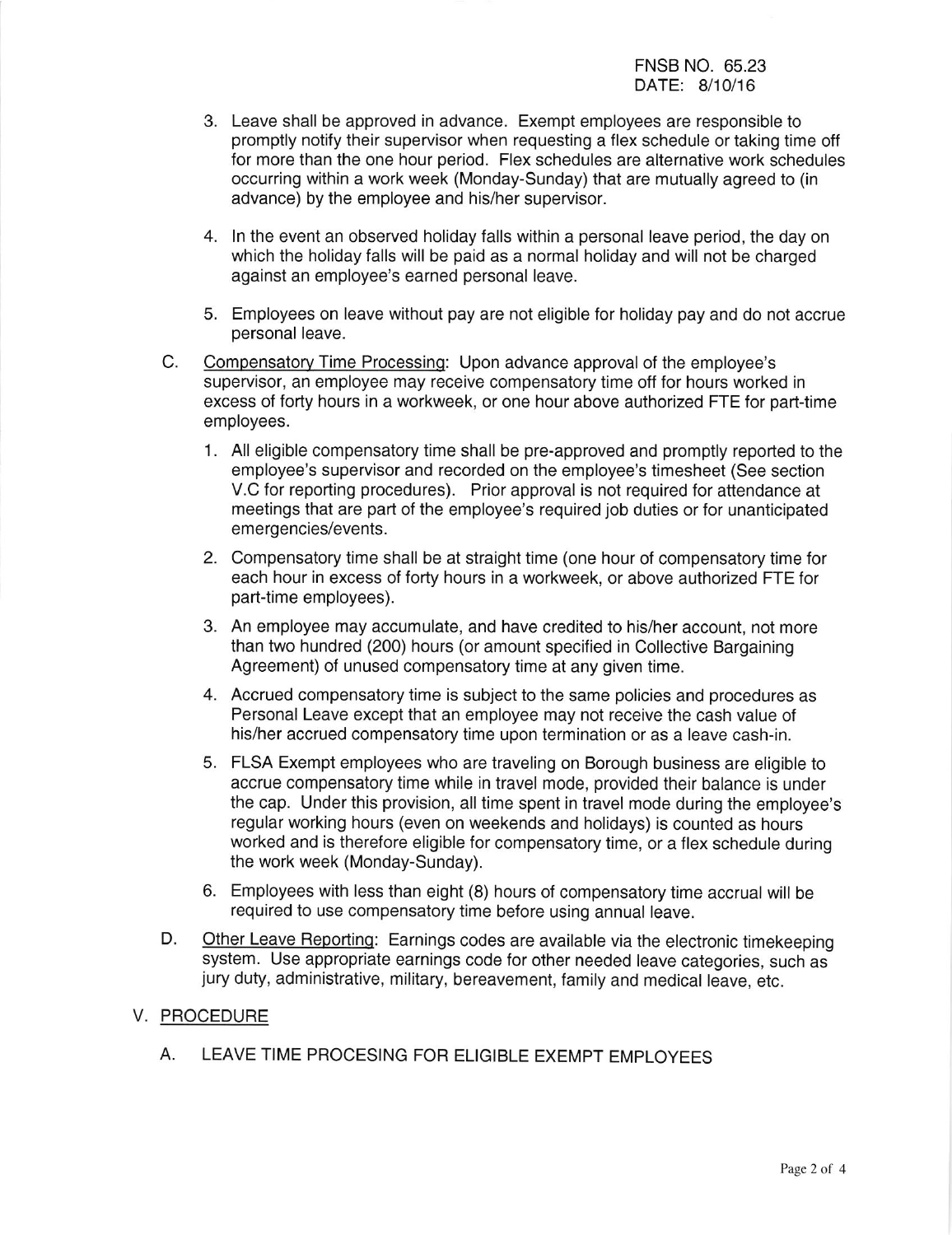3. Leave shall be approved in advance. Exempt employees are responsible to promptly notify their supervisor when requesting a flex schedule or taking time off for more than the one hour period. Flex schedules are alternative work schedules occurring within a work week (Monday-Sunday) that are mutually agreed to (in advance) by the employee and his/her supervisor.

4. In the event an observed holiday falls within a personal leave period, the day on which the holiday falls will be paid as a normal holiday and will not be charged against an employee's earned personal leave.

5. Employees on leave without pay are not eligible for holiday pay and do not accrue personal leave.

C. Compensatory Time Processing: Upon advance approval of the employee's supervisor, an employee may receive compensatory time off for hours worked in excess of forty hours in a workweek, or one hour above authorized FTE for part-time employees.

   1. All eligible compensatory time shall be pre-approved and promptly reported to the employee's supervisor and recorded on the employee's timesheet (See section V.C for reporting procedures). Prior approval is not required for attendance at meetings that are part of the employee's required job duties or for unanticipated emergencies/events.

   2. Compensatory time shall be at straight time (one hour of compensatory time for each hour in excess of forty hours in a workweek, or above authorized FTE for part-time employees).

   3. An employee may accumulate, and have credited to his/her account, not more than two hundred (200) hours (or amount specified in Collective Bargaining Agreement) of unused compensatory time at any given time.

   4. Accrued compensatory time is subject to the same policies and procedures as Personal Leave except that an employee may not receive the cash value of his/her accrued compensatory time upon termination or as a leave cash-in.

   5. FLSA Exempt employees who are traveling on Borough business are eligible to accrue compensatory time while in travel mode, provided their balance is under the cap. Under this provision, all time spent in travel mode during the employee's regular working hours (even on weekends and holidays) is counted as hours worked and is therefore eligible for compensatory time, or a flex schedule during the work week (Monday-Sunday).

   6. Employees with less than eight (8) hours of compensatory time accrual will be required to use compensatory time before using annual leave.

D. Other Leave Reporting: Earnings codes are available via the electronic timekeeping system. Use appropriate earnings code for other needed leave categories, such as jury duty, administrative, military, bereavement, family and medical leave, etc.

## V. PROCEDURE

A. LEAVE TIME PROCESING FOR ELIGIBLE EXEMPT EMPLOYEES